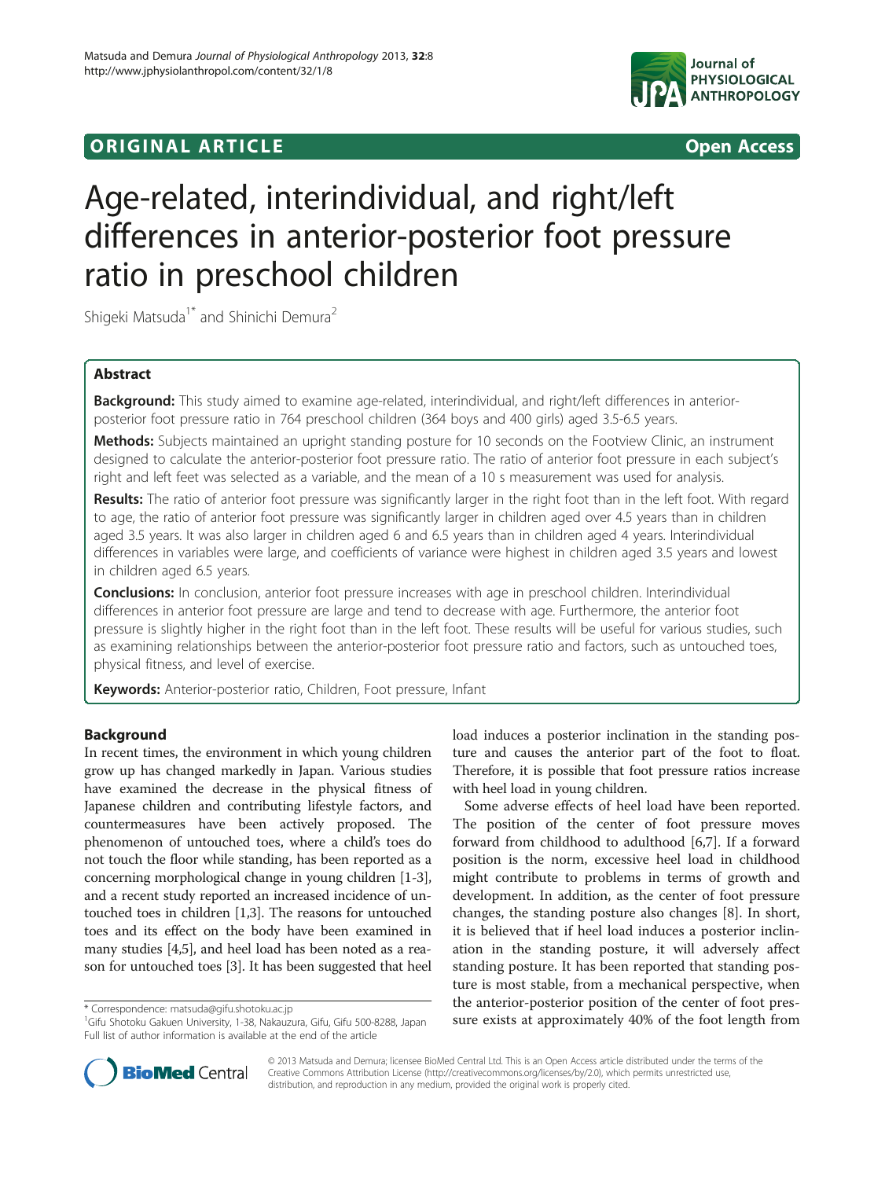ORIGINAL ARTICLE

Open Access

# Age-related, interindividual, and right/left differences in anterior-posterior foot pressure ratio in preschool children

Shigeki Matsuda[1*] and Shinichi Demura[2]

## Abstract

**Background:** This study aimed to examine age-related, interindividual, and right/left differences in anterior-posterior foot pressure ratio in 764 preschool children (364 boys and 400 girls) aged 3.5-6.5 years.

**Methods:** Subjects maintained an upright standing posture for 10 seconds on the Footview Clinic, an instrument designed to calculate the anterior-posterior foot pressure ratio. The ratio of anterior foot pressure in each subject's right and left feet was selected as a variable, and the mean of a 10 s measurement was used for analysis.

**Results:** The ratio of anterior foot pressure was significantly larger in the right foot than in the left foot. With regard to age, the ratio of anterior foot pressure was significantly larger in children aged over 4.5 years than in children aged 3.5 years. It was also larger in children aged 6 and 6.5 years than in children aged 4 years. Interindividual differences in variables were large, and coefficients of variance were highest in children aged 3.5 years and lowest in children aged 6.5 years.

**Conclusions:** In conclusion, anterior foot pressure increases with age in preschool children. Interindividual differences in anterior foot pressure are large and tend to decrease with age. Furthermore, the anterior foot pressure is slightly higher in the right foot than in the left foot. These results will be useful for various studies, such as examining relationships between the anterior-posterior foot pressure ratio and factors, such as untouched toes, physical fitness, and level of exercise.

**Keywords:** Anterior-posterior ratio, Children, Foot pressure, Infant

## Background

In recent times, the environment in which young children grow up has changed markedly in Japan. Various studies have examined the decrease in the physical fitness of Japanese children and contributing lifestyle factors, and countermeasures have been actively proposed. The phenomenon of untouched toes, where a child's toes do not touch the floor while standing, has been reported as a concerning morphological change in young children [1-3], and a recent study reported an increased incidence of untouched toes in children [1,3]. The reasons for untouched toes and its effect on the body have been examined in many studies [4,5], and heel load has been noted as a reason for untouched toes [3]. It has been suggested that heel load induces a posterior inclination in the standing posture and causes the anterior part of the foot to float. Therefore, it is possible that foot pressure ratios increase with heel load in young children.

Some adverse effects of heel load have been reported. The position of the center of foot pressure moves forward from childhood to adulthood [6,7]. If a forward position is the norm, excessive heel load in childhood might contribute to problems in terms of growth and development. In addition, as the center of foot pressure changes, the standing posture also changes [8]. In short, it is believed that if heel load induces a posterior inclination in the standing posture, it will adversely affect standing posture. It has been reported that standing posture is most stable, from a mechanical perspective, when the anterior-posterior position of the center of foot pressure exists at approximately 40% of the foot length from

\* Correspondence: matsuda@gifu.shotoku.ac.jp
[1]Gifu Shotoku Gakuen University, 1-38, Nakauzura, Gifu, Gifu 500-8288, Japan
Full list of author information is available at the end of the article

© 2013 Matsuda and Demura; licensee BioMed Central Ltd. This is an Open Access article distributed under the terms of the Creative Commons Attribution License (http://creativecommons.org/licenses/by/2.0), which permits unrestricted use, distribution, and reproduction in any medium, provided the original work is properly cited.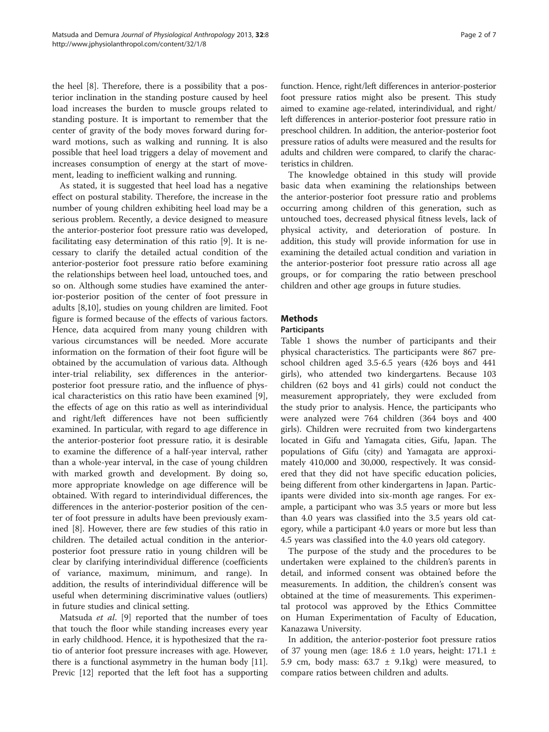the heel [8]. Therefore, there is a possibility that a posterior inclination in the standing posture caused by heel load increases the burden to muscle groups related to standing posture. It is important to remember that the center of gravity of the body moves forward during forward motions, such as walking and running. It is also possible that heel load triggers a delay of movement and increases consumption of energy at the start of movement, leading to inefficient walking and running.

As stated, it is suggested that heel load has a negative effect on postural stability. Therefore, the increase in the number of young children exhibiting heel load may be a serious problem. Recently, a device designed to measure the anterior-posterior foot pressure ratio was developed, facilitating easy determination of this ratio [9]. It is necessary to clarify the detailed actual condition of the anterior-posterior foot pressure ratio before examining the relationships between heel load, untouched toes, and so on. Although some studies have examined the anterior-posterior position of the center of foot pressure in adults [8,10], studies on young children are limited. Foot figure is formed because of the effects of various factors. Hence, data acquired from many young children with various circumstances will be needed. More accurate information on the formation of their foot figure will be obtained by the accumulation of various data. Although inter-trial reliability, sex differences in the anterior-posterior foot pressure ratio, and the influence of physical characteristics on this ratio have been examined [9], the effects of age on this ratio as well as interindividual and right/left differences have not been sufficiently examined. In particular, with regard to age difference in the anterior-posterior foot pressure ratio, it is desirable to examine the difference of a half-year interval, rather than a whole-year interval, in the case of young children with marked growth and development. By doing so, more appropriate knowledge on age difference will be obtained. With regard to interindividual differences, the differences in the anterior-posterior position of the center of foot pressure in adults have been previously examined [8]. However, there are few studies of this ratio in children. The detailed actual condition in the anterior-posterior foot pressure ratio in young children will be clear by clarifying interindividual difference (coefficients of variance, maximum, minimum, and range). In addition, the results of interindividual difference will be useful when determining discriminative values (outliers) in future studies and clinical setting.

Matsuda *et al*. [9] reported that the number of toes that touch the floor while standing increases every year in early childhood. Hence, it is hypothesized that the ratio of anterior foot pressure increases with age. However, there is a functional asymmetry in the human body [11]. Previc [12] reported that the left foot has a supporting function. Hence, right/left differences in anterior-posterior foot pressure ratios might also be present. This study aimed to examine age-related, interindividual, and right/left differences in anterior-posterior foot pressure ratio in preschool children. In addition, the anterior-posterior foot pressure ratios of adults were measured and the results for adults and children were compared, to clarify the characteristics in children.

The knowledge obtained in this study will provide basic data when examining the relationships between the anterior-posterior foot pressure ratio and problems occurring among children of this generation, such as untouched toes, decreased physical fitness levels, lack of physical activity, and deterioration of posture. In addition, this study will provide information for use in examining the detailed actual condition and variation in the anterior-posterior foot pressure ratio across all age groups, or for comparing the ratio between preschool children and other age groups in future studies.

## Methods

### Participants

Table 1 shows the number of participants and their physical characteristics. The participants were 867 preschool children aged 3.5-6.5 years (426 boys and 441 girls), who attended two kindergartens. Because 103 children (62 boys and 41 girls) could not conduct the measurement appropriately, they were excluded from the study prior to analysis. Hence, the participants who were analyzed were 764 children (364 boys and 400 girls). Children were recruited from two kindergartens located in Gifu and Yamagata cities, Gifu, Japan. The populations of Gifu (city) and Yamagata are approximately 410,000 and 30,000, respectively. It was considered that they did not have specific education policies, being different from other kindergartens in Japan. Participants were divided into six-month age ranges. For example, a participant who was 3.5 years or more but less than 4.0 years was classified into the 3.5 years old category, while a participant 4.0 years or more but less than 4.5 years was classified into the 4.0 years old category.

The purpose of the study and the procedures to be undertaken were explained to the children's parents in detail, and informed consent was obtained before the measurements. In addition, the children's consent was obtained at the time of measurements. This experimental protocol was approved by the Ethics Committee on Human Experimentation of Faculty of Education, Kanazawa University.

In addition, the anterior-posterior foot pressure ratios of 37 young men (age: 18.6 ± 1.0 years, height: 171.1 ± 5.9 cm, body mass: 63.7 ± 9.1kg) were measured, to compare ratios between children and adults.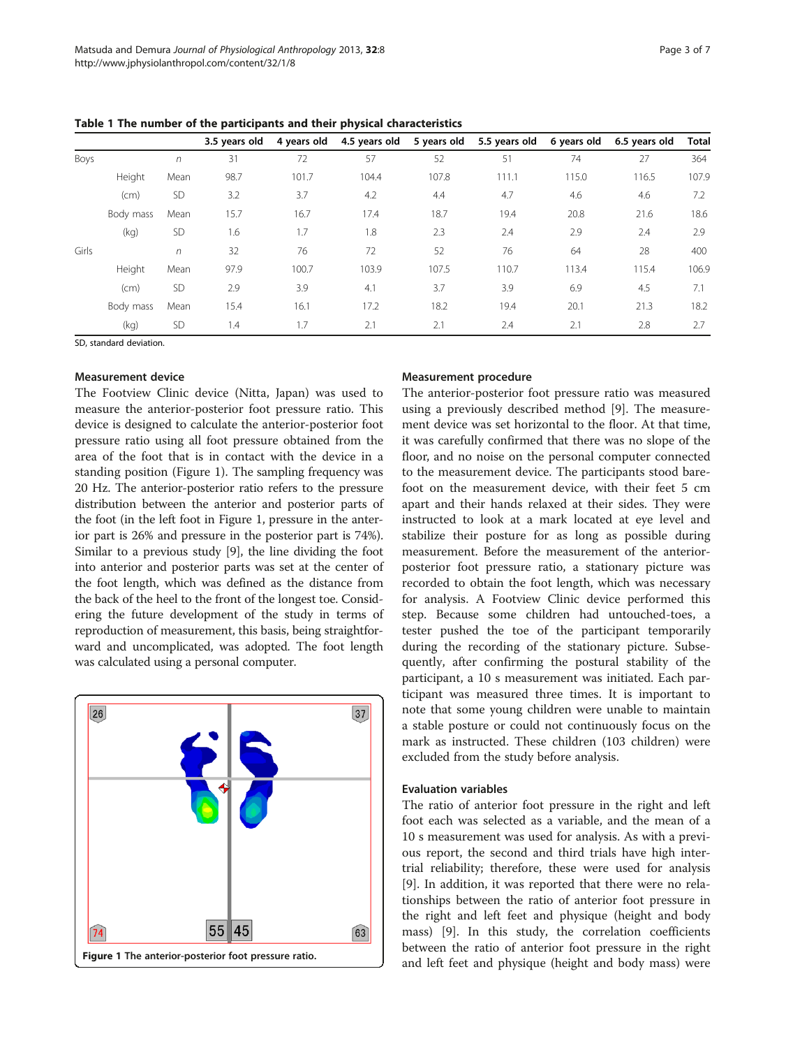**Table 1 The number of the participants and their physical characteristics**

| | | | 3.5 years old | 4 years old | 4.5 years old | 5 years old | 5.5 years old | 6 years old | 6.5 years old | Total |
|---|---|---|---|---|---|---|---|---|---|---|
| Boys | | *n* | 31 | 72 | 57 | 52 | 51 | 74 | 27 | 364 |
| | Height | Mean | 98.7 | 101.7 | 104.4 | 107.8 | 111.1 | 115.0 | 116.5 | 107.9 |
| | (cm) | SD | 3.2 | 3.7 | 4.2 | 4.4 | 4.7 | 4.6 | 4.6 | 7.2 |
| | Body mass | Mean | 15.7 | 16.7 | 17.4 | 18.7 | 19.4 | 20.8 | 21.6 | 18.6 |
| | (kg) | SD | 1.6 | 1.7 | 1.8 | 2.3 | 2.4 | 2.9 | 2.4 | 2.9 |
| Girls | | *n* | 32 | 76 | 72 | 52 | 76 | 64 | 28 | 400 |
| | Height | Mean | 97.9 | 100.7 | 103.9 | 107.5 | 110.7 | 113.4 | 115.4 | 106.9 |
| | (cm) | SD | 2.9 | 3.9 | 4.1 | 3.7 | 3.9 | 6.9 | 4.5 | 7.1 |
| | Body mass | Mean | 15.4 | 16.1 | 17.2 | 18.2 | 19.4 | 20.1 | 21.3 | 18.2 |
| | (kg) | SD | 1.4 | 1.7 | 2.1 | 2.1 | 2.4 | 2.1 | 2.8 | 2.7 |

SD, standard deviation.

### Measurement device

The Footview Clinic device (Nitta, Japan) was used to measure the anterior-posterior foot pressure ratio. This device is designed to calculate the anterior-posterior foot pressure ratio using all foot pressure obtained from the area of the foot that is in contact with the device in a standing position (Figure 1). The sampling frequency was 20 Hz. The anterior-posterior ratio refers to the pressure distribution between the anterior and posterior parts of the foot (in the left foot in Figure 1, pressure in the anterior part is 26% and pressure in the posterior part is 74%). Similar to a previous study [9], the line dividing the foot into anterior and posterior parts was set at the center of the foot length, which was defined as the distance from the back of the heel to the front of the longest toe. Considering the future development of the study in terms of reproduction of measurement, this basis, being straightforward and uncomplicated, was adopted. The foot length was calculated using a personal computer.

Figure 1 The anterior-posterior foot pressure ratio.

### Measurement procedure

The anterior-posterior foot pressure ratio was measured using a previously described method [9]. The measurement device was set horizontal to the floor. At that time, it was carefully confirmed that there was no slope of the floor, and no noise on the personal computer connected to the measurement device. The participants stood barefoot on the measurement device, with their feet 5 cm apart and their hands relaxed at their sides. They were instructed to look at a mark located at eye level and stabilize their posture for as long as possible during measurement. Before the measurement of the anterior-posterior foot pressure ratio, a stationary picture was recorded to obtain the foot length, which was necessary for analysis. A Footview Clinic device performed this step. Because some children had untouched-toes, a tester pushed the toe of the participant temporarily during the recording of the stationary picture. Subsequently, after confirming the postural stability of the participant, a 10 s measurement was initiated. Each participant was measured three times. It is important to note that some young children were unable to maintain a stable posture or could not continuously focus on the mark as instructed. These children (103 children) were excluded from the study before analysis.

### Evaluation variables

The ratio of anterior foot pressure in the right and left foot each was selected as a variable, and the mean of a 10 s measurement was used for analysis. As with a previous report, the second and third trials have high inter-trial reliability; therefore, these were used for analysis [9]. In addition, it was reported that there were no relationships between the ratio of anterior foot pressure in the right and left feet and physique (height and body mass) [9]. In this study, the correlation coefficients between the ratio of anterior foot pressure in the right and left feet and physique (height and body mass) were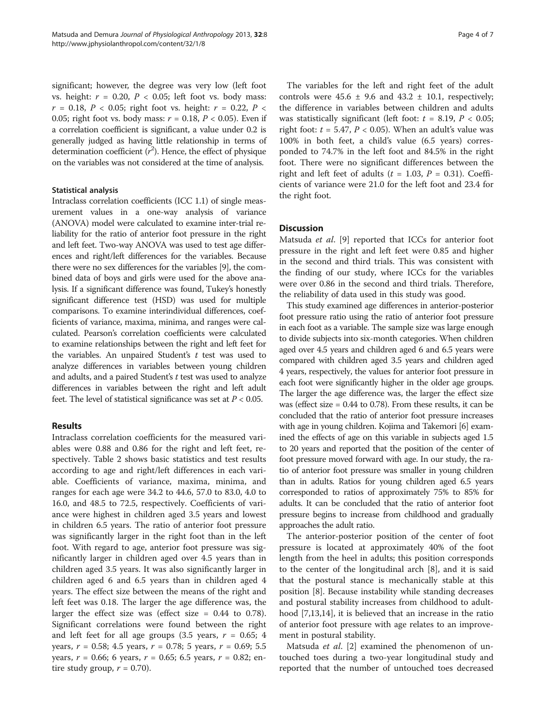significant; however, the degree was very low (left foot vs. height: $r = 0.20$, $P < 0.05$; left foot vs. body mass: $r = 0.18$, $P < 0.05$; right foot vs. height: $r = 0.22$, $P < 0.05$; right foot vs. body mass: $r = 0.18$, $P < 0.05$). Even if a correlation coefficient is significant, a value under 0.2 is generally judged as having little relationship in terms of determination coefficient ($r^2$). Hence, the effect of physique on the variables was not considered at the time of analysis.

#### Statistical analysis

Intraclass correlation coefficients (ICC 1.1) of single measurement values in a one-way analysis of variance (ANOVA) model were calculated to examine inter-trial reliability for the ratio of anterior foot pressure in the right and left feet. Two-way ANOVA was used to test age differences and right/left differences for the variables. Because there were no sex differences for the variables [9], the combined data of boys and girls were used for the above analysis. If a significant difference was found, Tukey's honestly significant difference test (HSD) was used for multiple comparisons. To examine interindividual differences, coefficients of variance, maxima, minima, and ranges were calculated. Pearson's correlation coefficients were calculated to examine relationships between the right and left feet for the variables. An unpaired Student's $t$ test was used to analyze differences in variables between young children and adults, and a paired Student's $t$ test was used to analyze differences in variables between the right and left adult feet. The level of statistical significance was set at $P < 0.05$.

## Results

Intraclass correlation coefficients for the measured variables were 0.88 and 0.86 for the right and left feet, respectively. Table 2 shows basic statistics and test results according to age and right/left differences in each variable. Coefficients of variance, maxima, minima, and ranges for each age were 34.2 to 44.6, 57.0 to 83.0, 4.0 to 16.0, and 48.5 to 72.5, respectively. Coefficients of variance were highest in children aged 3.5 years and lowest in children 6.5 years. The ratio of anterior foot pressure was significantly larger in the right foot than in the left foot. With regard to age, anterior foot pressure was significantly larger in children aged over 4.5 years than in children aged 3.5 years. It was also significantly larger in children aged 6 and 6.5 years than in children aged 4 years. The effect size between the means of the right and left feet was 0.18. The larger the age difference was, the larger the effect size was (effect size = 0.44 to 0.78). Significant correlations were found between the right and left feet for all age groups (3.5 years, $r = 0.65$; 4 years, $r = 0.58$; 4.5 years, $r = 0.78$; 5 years, $r = 0.69$; 5.5 years, $r = 0.66$; 6 years, $r = 0.65$; 6.5 years, $r = 0.82$; entire study group, $r = 0.70$).

The variables for the left and right feet of the adult controls were $45.6 \pm 9.6$ and $43.2 \pm 10.1$, respectively; the difference in variables between children and adults was statistically significant (left foot: $t = 8.19$, $P < 0.05$; right foot: $t = 5.47$, $P < 0.05$). When an adult's value was 100% in both feet, a child's value (6.5 years) corresponded to 74.7% in the left foot and 84.5% in the right foot. There were no significant differences between the right and left feet of adults ($t = 1.03$, $P = 0.31$). Coefficients of variance were 21.0 for the left foot and 23.4 for the right foot.

## Discussion

Matsuda *et al*. [9] reported that ICCs for anterior foot pressure in the right and left feet were 0.85 and higher in the second and third trials. This was consistent with the finding of our study, where ICCs for the variables were over 0.86 in the second and third trials. Therefore, the reliability of data used in this study was good.

This study examined age differences in anterior-posterior foot pressure ratio using the ratio of anterior foot pressure in each foot as a variable. The sample size was large enough to divide subjects into six-month categories. When children aged over 4.5 years and children aged 6 and 6.5 years were compared with children aged 3.5 years and children aged 4 years, respectively, the values for anterior foot pressure in each foot were significantly higher in the older age groups. The larger the age difference was, the larger the effect size was (effect size = 0.44 to 0.78). From these results, it can be concluded that the ratio of anterior foot pressure increases with age in young children. Kojima and Takemori [6] examined the effects of age on this variable in subjects aged 1.5 to 20 years and reported that the position of the center of foot pressure moved forward with age. In our study, the ratio of anterior foot pressure was smaller in young children than in adults. Ratios for young children aged 6.5 years corresponded to ratios of approximately 75% to 85% for adults. It can be concluded that the ratio of anterior foot pressure begins to increase from childhood and gradually approaches the adult ratio.

The anterior-posterior position of the center of foot pressure is located at approximately 40% of the foot length from the heel in adults; this position corresponds to the center of the longitudinal arch [8], and it is said that the postural stance is mechanically stable at this position [8]. Because instability while standing decreases and postural stability increases from childhood to adulthood [7,13,14], it is believed that an increase in the ratio of anterior foot pressure with age relates to an improvement in postural stability.

Matsuda *et al*. [2] examined the phenomenon of untouched toes during a two-year longitudinal study and reported that the number of untouched toes decreased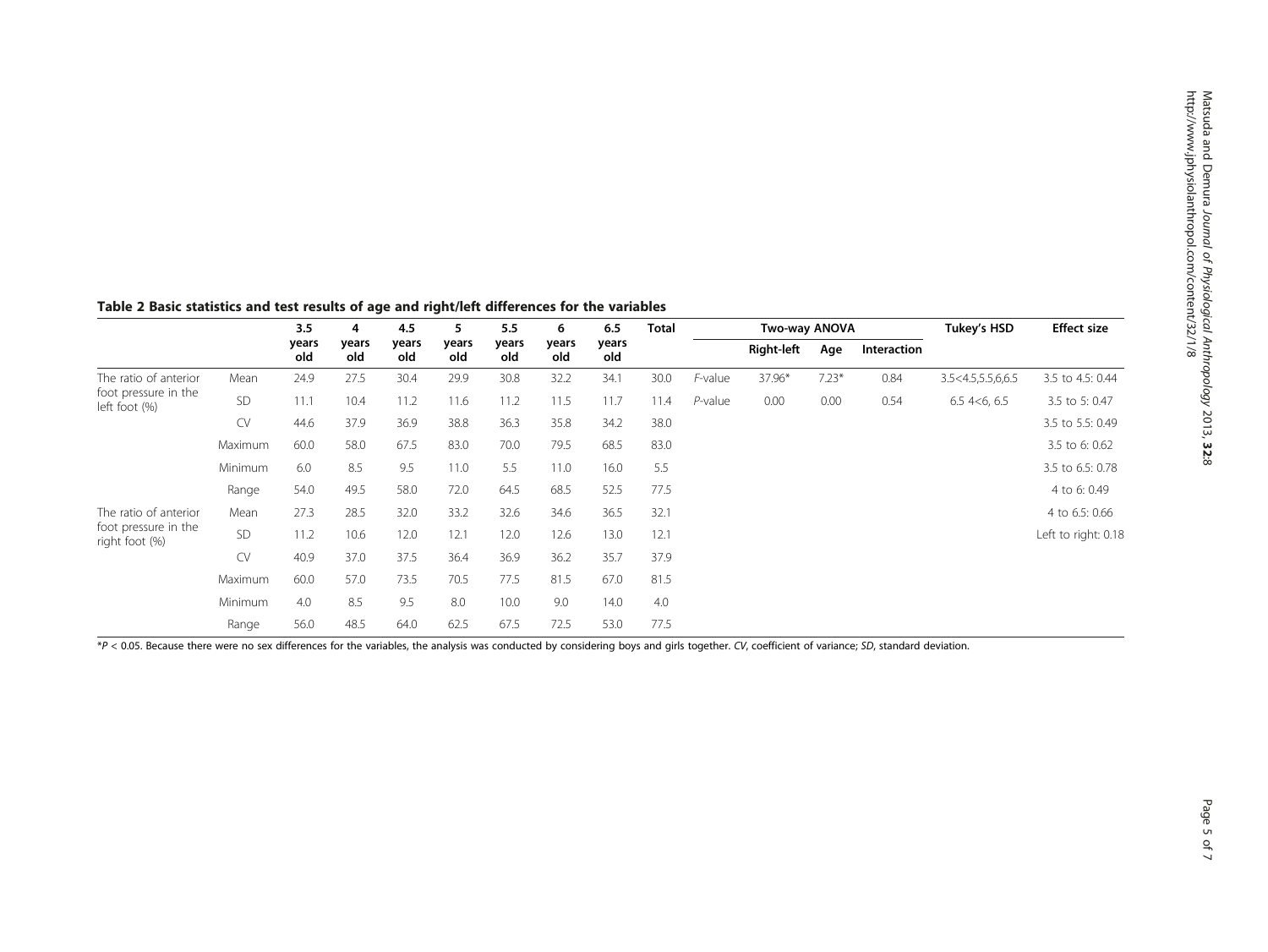**Table 2 Basic statistics and test results of age and right/left differences for the variables**

| | | 3.5 years old | 4 years old | 4.5 years old | 5 years old | 5.5 years old | 6 years old | 6.5 years old | Total | | Two-way ANOVA | | | Tukey's HSD | Effect size |
|---|---|---|---|---|---|---|---|---|---|---|---|---|---|---|---|
| | | | | | | | | | | | Right-left | Age | Interaction | | |
| The ratio of anterior foot pressure in the left foot (%) | Mean | 24.9 | 27.5 | 30.4 | 29.9 | 30.8 | 32.2 | 34.1 | 30.0 | *F*-value | 37.96* | 7.23* | 0.84 | 3.5<4.5,5.5,6,6.5 | 3.5 to 4.5: 0.44 |
| | SD | 11.1 | 10.4 | 11.2 | 11.6 | 11.2 | 11.5 | 11.7 | 11.4 | *P*-value | 0.00 | 0.00 | 0.54 | 6.5 4<6, 6.5 | 3.5 to 5: 0.47 |
| | CV | 44.6 | 37.9 | 36.9 | 38.8 | 36.3 | 35.8 | 34.2 | 38.0 | | | | | | 3.5 to 5.5: 0.49 |
| | Maximum | 60.0 | 58.0 | 67.5 | 83.0 | 70.0 | 79.5 | 68.5 | 83.0 | | | | | | 3.5 to 6: 0.62 |
| | Minimum | 6.0 | 8.5 | 9.5 | 11.0 | 5.5 | 11.0 | 16.0 | 5.5 | | | | | | 3.5 to 6.5: 0.78 |
| | Range | 54.0 | 49.5 | 58.0 | 72.0 | 64.5 | 68.5 | 52.5 | 77.5 | | | | | | 4 to 6: 0.49 |
| The ratio of anterior foot pressure in the right foot (%) | Mean | 27.3 | 28.5 | 32.0 | 33.2 | 32.6 | 34.6 | 36.5 | 32.1 | | | | | | 4 to 6.5: 0.66 |
| | SD | 11.2 | 10.6 | 12.0 | 12.1 | 12.0 | 12.6 | 13.0 | 12.1 | | | | | | Left to right: 0.18 |
| | CV | 40.9 | 37.0 | 37.5 | 36.4 | 36.9 | 36.2 | 35.7 | 37.9 | | | | | | |
| | Maximum | 60.0 | 57.0 | 73.5 | 70.5 | 77.5 | 81.5 | 67.0 | 81.5 | | | | | | |
| | Minimum | 4.0 | 8.5 | 9.5 | 8.0 | 10.0 | 9.0 | 14.0 | 4.0 | | | | | | |
| | Range | 56.0 | 48.5 | 64.0 | 62.5 | 67.5 | 72.5 | 53.0 | 77.5 | | | | | | |

*$P < 0.05$. Because there were no sex differences for the variables, the analysis was conducted by considering boys and girls together. *CV*, coefficient of variance; *SD*, standard deviation.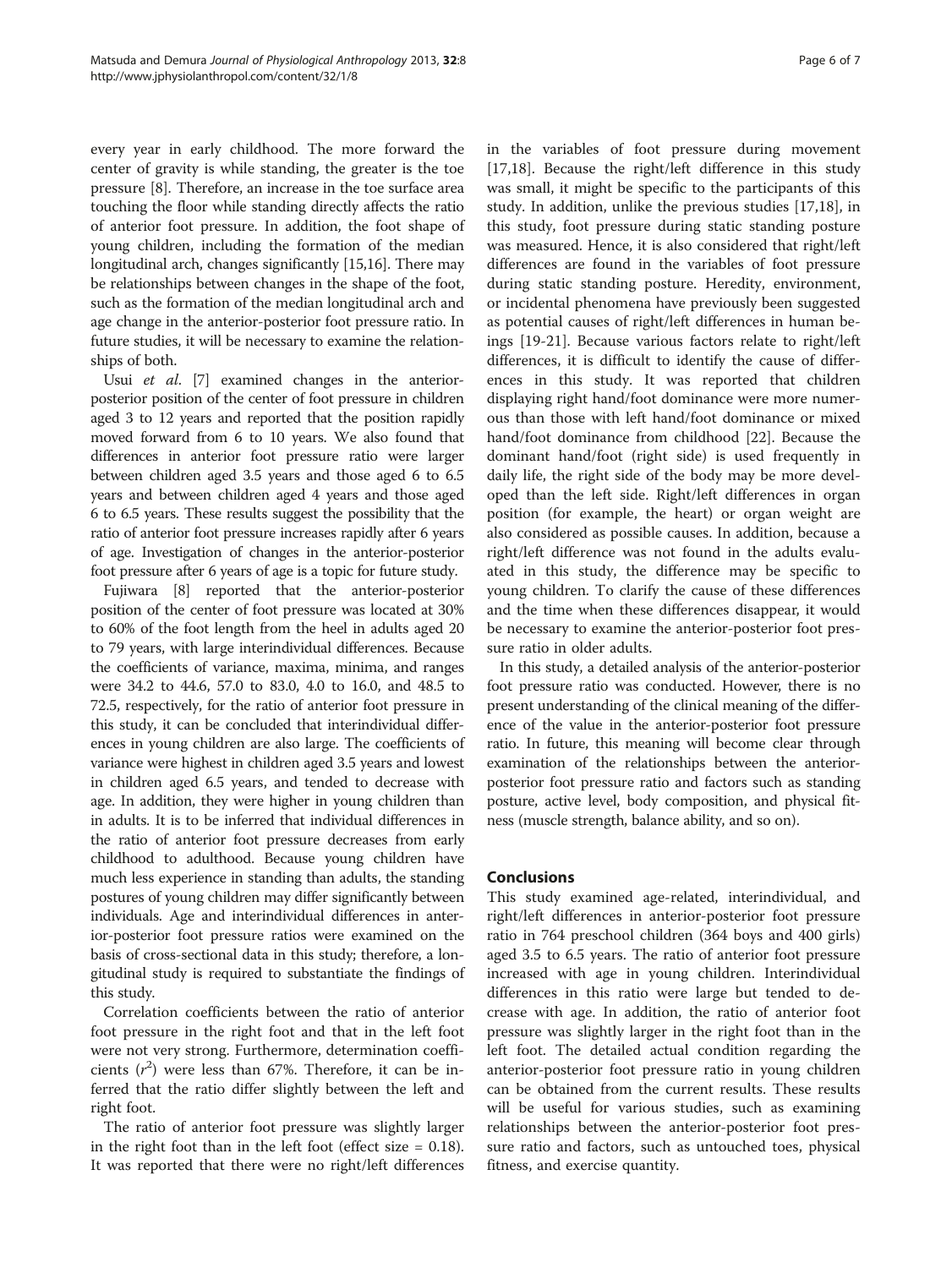every year in early childhood. The more forward the center of gravity is while standing, the greater is the toe pressure [8]. Therefore, an increase in the toe surface area touching the floor while standing directly affects the ratio of anterior foot pressure. In addition, the foot shape of young children, including the formation of the median longitudinal arch, changes significantly [15,16]. There may be relationships between changes in the shape of the foot, such as the formation of the median longitudinal arch and age change in the anterior-posterior foot pressure ratio. In future studies, it will be necessary to examine the relationships of both.

Usui *et al*. [7] examined changes in the anterior-posterior position of the center of foot pressure in children aged 3 to 12 years and reported that the position rapidly moved forward from 6 to 10 years. We also found that differences in anterior foot pressure ratio were larger between children aged 3.5 years and those aged 6 to 6.5 years and between children aged 4 years and those aged 6 to 6.5 years. These results suggest the possibility that the ratio of anterior foot pressure increases rapidly after 6 years of age. Investigation of changes in the anterior-posterior foot pressure after 6 years of age is a topic for future study.

Fujiwara [8] reported that the anterior-posterior position of the center of foot pressure was located at 30% to 60% of the foot length from the heel in adults aged 20 to 79 years, with large interindividual differences. Because the coefficients of variance, maxima, minima, and ranges were 34.2 to 44.6, 57.0 to 83.0, 4.0 to 16.0, and 48.5 to 72.5, respectively, for the ratio of anterior foot pressure in this study, it can be concluded that interindividual differences in young children are also large. The coefficients of variance were highest in children aged 3.5 years and lowest in children aged 6.5 years, and tended to decrease with age. In addition, they were higher in young children than in adults. It is to be inferred that individual differences in the ratio of anterior foot pressure decreases from early childhood to adulthood. Because young children have much less experience in standing than adults, the standing postures of young children may differ significantly between individuals. Age and interindividual differences in anterior-posterior foot pressure ratios were examined on the basis of cross-sectional data in this study; therefore, a longitudinal study is required to substantiate the findings of this study.

Correlation coefficients between the ratio of anterior foot pressure in the right foot and that in the left foot were not very strong. Furthermore, determination coefficients ($r^2$) were less than 67%. Therefore, it can be inferred that the ratio differ slightly between the left and right foot.

The ratio of anterior foot pressure was slightly larger in the right foot than in the left foot (effect size = 0.18). It was reported that there were no right/left differences in the variables of foot pressure during movement [17,18]. Because the right/left difference in this study was small, it might be specific to the participants of this study. In addition, unlike the previous studies [17,18], in this study, foot pressure during static standing posture was measured. Hence, it is also considered that right/left differences are found in the variables of foot pressure during static standing posture. Heredity, environment, or incidental phenomena have previously been suggested as potential causes of right/left differences in human beings [19-21]. Because various factors relate to right/left differences, it is difficult to identify the cause of differences in this study. It was reported that children displaying right hand/foot dominance were more numerous than those with left hand/foot dominance or mixed hand/foot dominance from childhood [22]. Because the dominant hand/foot (right side) is used frequently in daily life, the right side of the body may be more developed than the left side. Right/left differences in organ position (for example, the heart) or organ weight are also considered as possible causes. In addition, because a right/left difference was not found in the adults evaluated in this study, the difference may be specific to young children. To clarify the cause of these differences and the time when these differences disappear, it would be necessary to examine the anterior-posterior foot pressure ratio in older adults.

In this study, a detailed analysis of the anterior-posterior foot pressure ratio was conducted. However, there is no present understanding of the clinical meaning of the difference of the value in the anterior-posterior foot pressure ratio. In future, this meaning will become clear through examination of the relationships between the anterior-posterior foot pressure ratio and factors such as standing posture, active level, body composition, and physical fitness (muscle strength, balance ability, and so on).

## Conclusions

This study examined age-related, interindividual, and right/left differences in anterior-posterior foot pressure ratio in 764 preschool children (364 boys and 400 girls) aged 3.5 to 6.5 years. The ratio of anterior foot pressure increased with age in young children. Interindividual differences in this ratio were large but tended to decrease with age. In addition, the ratio of anterior foot pressure was slightly larger in the right foot than in the left foot. The detailed actual condition regarding the anterior-posterior foot pressure ratio in young children can be obtained from the current results. These results will be useful for various studies, such as examining relationships between the anterior-posterior foot pressure ratio and factors, such as untouched toes, physical fitness, and exercise quantity.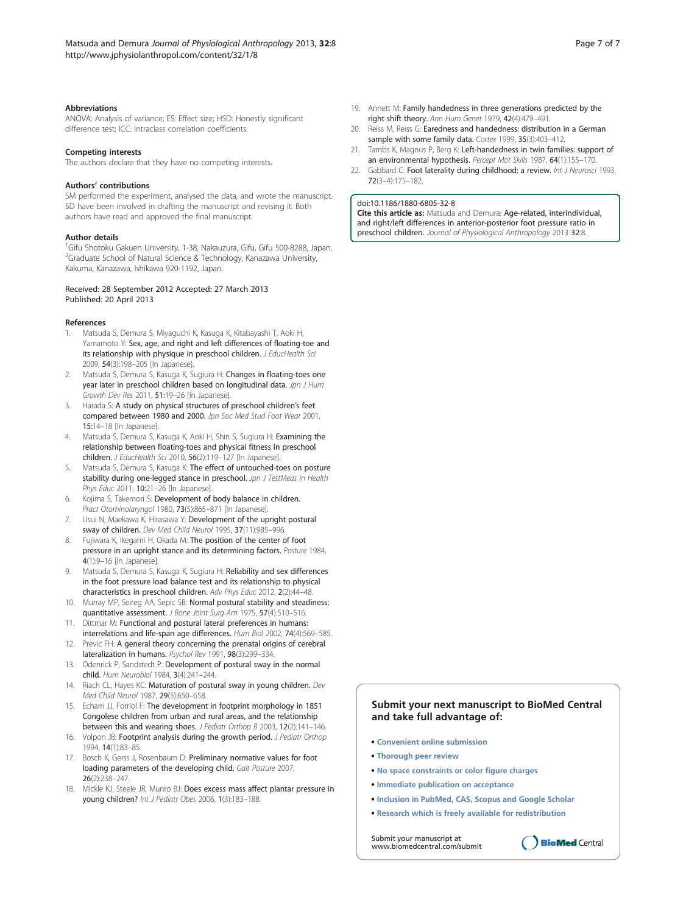### Abbreviations

ANOVA: Analysis of variance; ES: Effect size; HSD: Honestly significant difference test; ICC: Intraclass correlation coefficients.

### Competing interests

The authors declare that they have no competing interests.

### Authors' contributions

SM performed the experiment, analysed the data, and wrote the manuscript. SD have been involved in drafting the manuscript and revising it. Both authors have read and approved the final manuscript.

### Author details

[1]Gifu Shotoku Gakuen University, 1-38, Nakauzura, Gifu, Gifu 500-8288, Japan. [2]Graduate School of Natural Science & Technology, Kanazawa University, Kakuma, Kanazawa, Ishikawa 920-1192, Japan.

Received: 28 September 2012 Accepted: 27 March 2013
Published: 20 April 2013

### References

1. Matsuda S, Demura S, Miyaguchi K, Kasuga K, Kitabayashi T, Aoki H, Yamamoto Y: **Sex, age, and right and left differences of floating-toe and its relationship with physique in preschool children.** *J EducHealth Sci* 2009, **54**(3):198–205 [In Japanese].
2. Matsuda S, Demura S, Kasuga K, Sugiura H: **Changes in floating-toes one year later in preschool children based on longitudinal data.** *Jpn J Hum Growth Dev Res* 2011, **51:**19–26 [In Japanese].
3. Harada S: **A study on physical structures of preschool children's feet compared between 1980 and 2000.** *Jpn Soc Med Stud Foot Wear* 2001, **15:**14–18 [In Japanese].
4. Matsuda S, Demura S, Kasuga K, Aoki H, Shin S, Sugiura H: **Examining the relationship between floating-toes and physical fitness in preschool children.** *J EducHealth Sci* 2010, **56**(2):119–127 [In Japanese].
5. Matsuda S, Demura S, Kasuga K: **The effect of untouched-toes on posture stability during one-legged stance in preschool.** *Jpn J TestMeas in Health Phys Educ* 2011, **10:**21–26 [In Japanese].
6. Kojima S, Takemori S: **Development of body balance in children.** *Pract Otorhinolaryngol* 1980, **73**(5):865–871 [In Japanese].
7. Usui N, Maekawa K, Hirasawa Y: **Development of the upright postural sway of children.** *Dev Med Child Neurol* 1995, **37**(11):985–996.
8. Fujiwara K, Ikegami H, Okada M: **The position of the center of foot pressure in an upright stance and its determining factors.** *Posture* 1984, **4**(1):9–16 [In Japanese].
9. Matsuda S, Demura S, Kasuga K, Sugiura H: **Reliability and sex differences in the foot pressure load balance test and its relationship to physical characteristics in preschool children.** *Adv Phys Educ* 2012, **2**(2):44–48.
10. Murray MP, Seireg AA, Sepic SB: **Normal postural stability and steadiness: quantitative assessment.** *J Bone Joint Surg Am* 1975, **57**(4):510–516.
11. Dittmar M: **Functional and postural lateral preferences in humans: interrelations and life-span age differences.** *Hum Biol* 2002, **74**(4):569–585.
12. Previc FH: **A general theory concerning the prenatal origins of cerebral lateralization in humans.** *Psychol Rev* 1991, **98**(3):299–334.
13. Odenrick P, Sandstedt P: **Development of postural sway in the normal child.** *Hum Neurobiol* 1984, **3**(4):241–244.
14. Riach CL, Hayes KC: **Maturation of postural sway in young children.** *Dev Med Child Neurol* 1987, **29**(5):650–658.
15. Echarri JJ, Forriol F: **The development in footprint morphology in 1851 Congolese children from urban and rural areas, and the relationship between this and wearing shoes.** *J Pediatr Orthop B* 2003, **12**(2):141–146.
16. Volpon JB: **Footprint analysis during the growth period.** *J Pediatr Orthop* 1994, **14**(1):83–85.
17. Bosch K, Gerss J, Rosenbaum D: **Preliminary normative values for foot loading parameters of the developing child.** *Gait Posture* 2007, **26**(2):238–247.
18. Mickle KJ, Steele JR, Munro BJ: **Does excess mass affect plantar pressure in young children?** *Int J Pediatr Obes* 2006, **1**(3):183–188.
19. Annett M: **Family handedness in three generations predicted by the right shift theory.** *Ann Hum Genet* 1979, **42**(4):479–491.
20. Reiss M, Reiss G: **Earedness and handedness: distribution in a German sample with some family data.** *Cortex* 1999, **35**(3):403–412.
21. Tambs K, Magnus P, Berg K: **Left-handedness in twin families: support of an environmental hypothesis.** *Percept Mot Skills* 1987, **64**(1):155–170.
22. Gabbard C: **Foot laterality during childhood: a review.** *Int J Neurosci* 1993, **72**(3–4):175–182.

doi:10.1186/1880-6805-32-8
**Cite this article as:** Matsuda and Demura: Age-related, interindividual, and right/left differences in anterior-posterior foot pressure ratio in preschool children. *Journal of Physiological Anthropology* 2013 **32**:8.

**Submit your next manuscript to BioMed Central and take full advantage of:**

- **Convenient online submission**
- **Thorough peer review**
- **No space constraints or color figure charges**
- **Immediate publication on acceptance**
- **Inclusion in PubMed, CAS, Scopus and Google Scholar**
- **Research which is freely available for redistribution**

Submit your manuscript at
www.biomedcentral.com/submit

BioMed Central